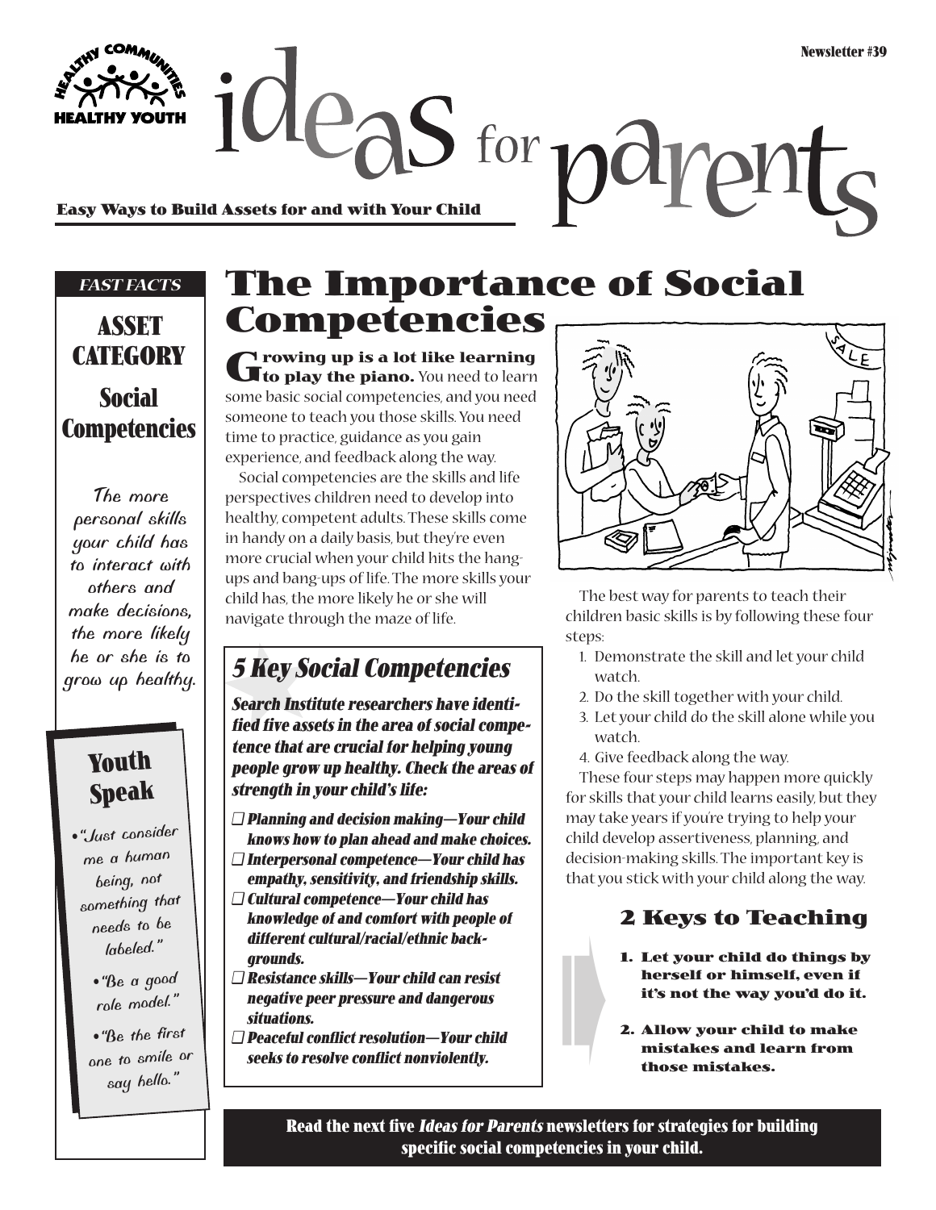Newsletter #39

HEALTHY COMMUNITIES HEALTHY YOUTH

# ideas for parents

**Easy Ways to Build Assets for and with Your Child**

*FAST FACTS*

## ASSET CATEGORY

## Social Competencies

*The more personal skills your child has to interact with others and make decisions, the more likely he or she is to grow up healthy.*

### Youth Speak

- *"Just consider me a human being, not something that needs to be labeled."*
- *"Be a good role model."*
- *"Be the first one to smile or say hello."*

# The Importance of Social Competencies

**Growing up is a lot like learning to play the piano.** You need to learn some basic social competencies, and you need someone to teach you those skills. You need time to practice, guidance as you gain experience, and feedback along the way.

Social competencies are the skills and life perspectives children need to develop into healthy, competent adults. These skills come in handy on a daily basis, but they're even more crucial when your child hits the hang-ups and bang-ups of life. The more skills your child has, the more likely he or she will navigate through the maze of life.

## *5 Key Social Competencies*

***Search Institute researchers have identified five assets in the area of social competence that are crucial for helping young people grow up healthy. Check the areas of strength in your child's life:***

- ☐ ***Planning and decision making—Your child knows how to plan ahead and make choices.***
- ☐ ***Interpersonal competence—Your child has empathy, sensitivity, and friendship skills.***
- ☐ ***Cultural competence—Your child has knowledge of and comfort with people of different cultural/racial/ethnic backgrounds.***
- ☐ ***Resistance skills—Your child can resist negative peer pressure and dangerous situations.***
- ☐ ***Peaceful conflict resolution—Your child seeks to resolve conflict nonviolently.***

The best way for parents to teach their children basic skills is by following these four steps:

1. Demonstrate the skill and let your child watch.
2. Do the skill together with your child.
3. Let your child do the skill alone while you watch.
4. Give feedback along the way.

These four steps may happen more quickly for skills that your child learns easily, but they may take years if you're trying to help your child develop assertiveness, planning, and decision-making skills. The important key is that you stick with your child along the way.

### 2 Keys to Teaching

1. **Let your child do things by herself or himself, even if it's not the way you'd do it.**
2. **Allow your child to make mistakes and learn from those mistakes.**

**Read the next five *Ideas for Parents* newsletters for strategies for building specific social competencies in your child.**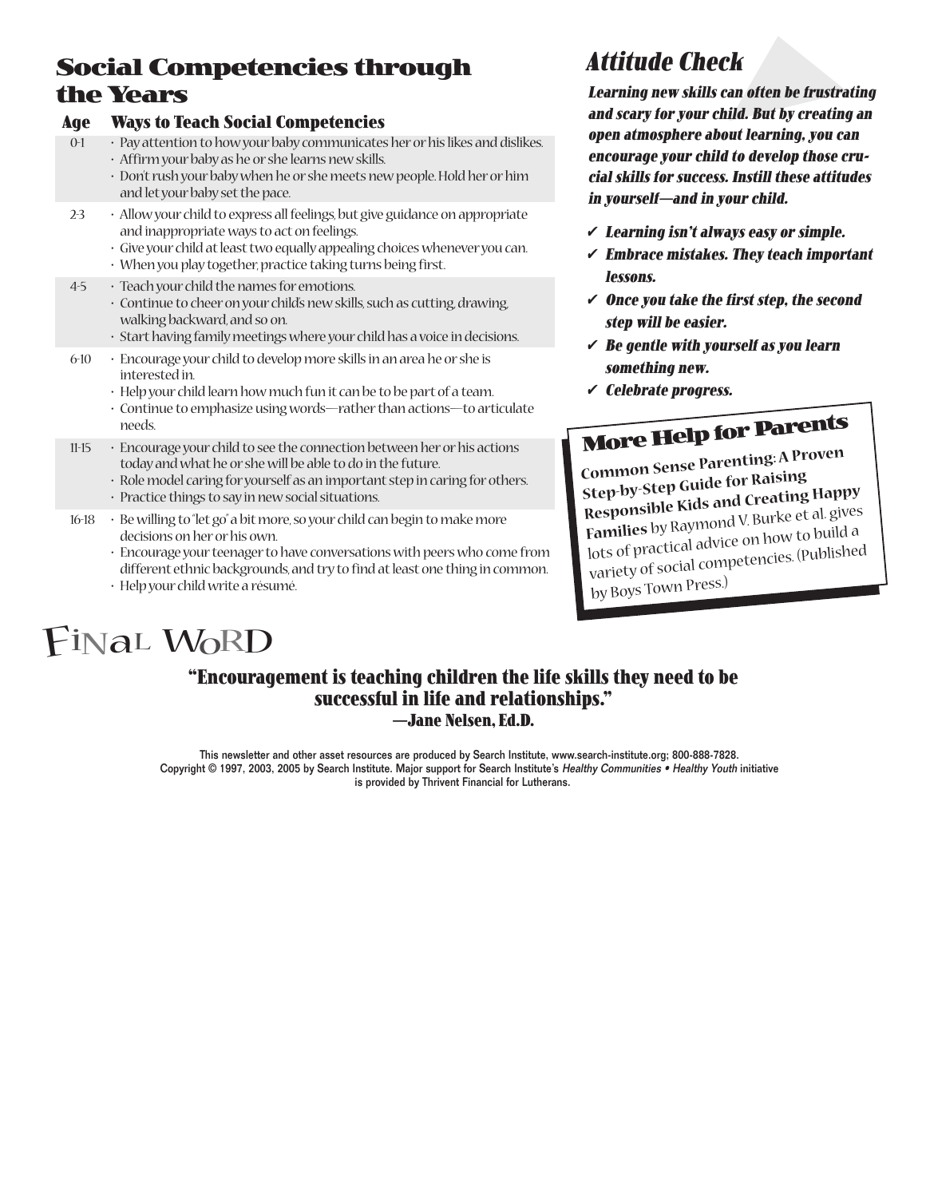## Social Competencies through the Years

| Age | Ways to Teach Social Competencies |
|---|---|
| 0-1 | · Pay attention to how your baby communicates her or his likes and dislikes.<br>· Affirm your baby as he or she learns new skills.<br>· Don't rush your baby when he or she meets new people. Hold her or him and let your baby set the pace. |
| 2-3 | · Allow your child to express all feelings, but give guidance on appropriate and inappropriate ways to act on feelings.<br>· Give your child at least two equally appealing choices whenever you can.<br>· When you play together, practice taking turns being first. |
| 4-5 | · Teach your child the names for emotions.<br>· Continue to cheer on your child's new skills, such as cutting, drawing, walking backward, and so on.<br>· Start having family meetings where your child has a voice in decisions. |
| 6-10 | · Encourage your child to develop more skills in an area he or she is interested in.<br>· Help your child learn how much fun it can be to be part of a team.<br>· Continue to emphasize using words—rather than actions—to articulate needs. |
| 11-15 | · Encourage your child to see the connection between her or his actions today and what he or she will be able to do in the future.<br>· Role model caring for yourself as an important step in caring for others.<br>· Practice things to say in new social situations. |
| 16-18 | · Be willing to "let go" a bit more, so your child can begin to make more decisions on her or his own.<br>· Encourage your teenager to have conversations with peers who come from different ethnic backgrounds, and try to find at least one thing in common.<br>· Help your child write a résumé. |

## Attitude Check

***Learning new skills can often be frustrating and scary for your child. But by creating an open atmosphere about learning, you can encourage your child to develop those crucial skills for success. Instill these attitudes in yourself—and in your child.***

- ✓ ***Learning isn't always easy or simple.***
- ✓ ***Embrace mistakes. They teach important lessons.***
- ✓ ***Once you take the first step, the second step will be easier.***
- ✓ ***Be gentle with yourself as you learn something new.***
- ✓ ***Celebrate progress.***

## More Help for Parents

**Common Sense Parenting: A Proven Step-by-Step Guide for Raising Responsible Kids and Creating Happy Families** by Raymond V. Burke et al. gives lots of practical advice on how to build a variety of social competencies. (Published by Boys Town Press.)

# Final Word

**"Encouragement is teaching children the life skills they need to be successful in life and relationships."**
**—Jane Nelsen, Ed.D.**

This newsletter and other asset resources are produced by Search Institute, www.search-institute.org; 800-888-7828.
Copyright © 1997, 2003, 2005 by Search Institute. Major support for Search Institute's *Healthy Communities • Healthy Youth* initiative is provided by Thrivent Financial for Lutherans.